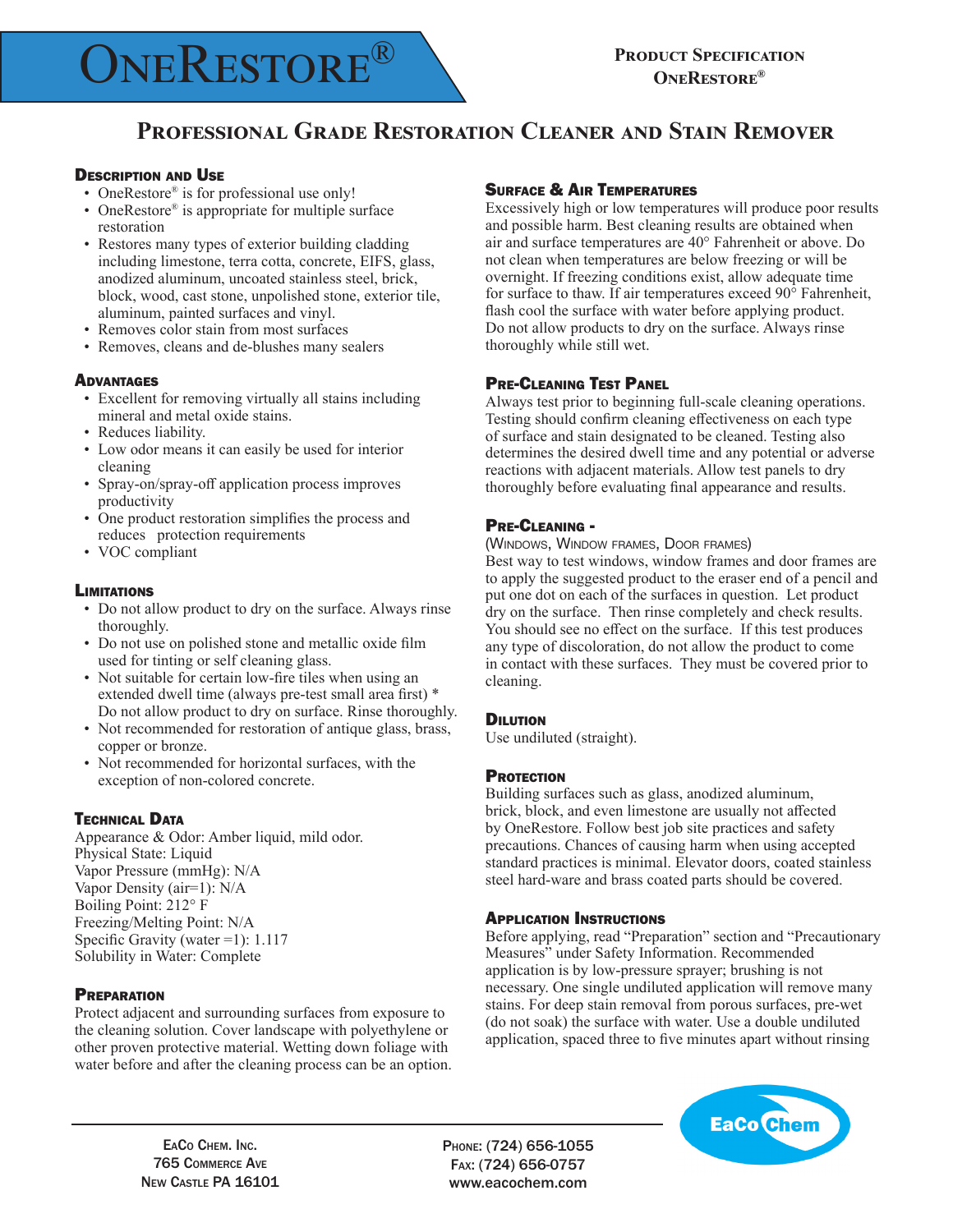# OneRestore®

**Product Specification**
**OneRestore®**

## Professional Grade Restoration Cleaner and Stain Remover

### Description and Use

- OneRestore® is for professional use only!
- OneRestore® is appropriate for multiple surface restoration
- Restores many types of exterior building cladding including limestone, terra cotta, concrete, EIFS, glass, anodized aluminum, uncoated stainless steel, brick, block, wood, cast stone, unpolished stone, exterior tile, aluminum, painted surfaces and vinyl.
- Removes color stain from most surfaces
- Removes, cleans and de-blushes many sealers

### Advantages

- Excellent for removing virtually all stains including mineral and metal oxide stains.
- Reduces liability.
- Low odor means it can easily be used for interior cleaning
- Spray-on/spray-off application process improves productivity
- One product restoration simplifies the process and reduces protection requirements
- VOC compliant

### Limitations

- Do not allow product to dry on the surface. Always rinse thoroughly.
- Do not use on polished stone and metallic oxide film used for tinting or self cleaning glass.
- Not suitable for certain low-fire tiles when using an extended dwell time (always pre-test small area first) * Do not allow product to dry on surface. Rinse thoroughly.
- Not recommended for restoration of antique glass, brass, copper or bronze.
- Not recommended for horizontal surfaces, with the exception of non-colored concrete.

### Technical Data

Appearance & Odor: Amber liquid, mild odor.
Physical State: Liquid
Vapor Pressure (mmHg): N/A
Vapor Density (air=1): N/A
Boiling Point: 212° F
Freezing/Melting Point: N/A
Specific Gravity (water =1): 1.117
Solubility in Water: Complete

### Preparation

Protect adjacent and surrounding surfaces from exposure to the cleaning solution. Cover landscape with polyethylene or other proven protective material. Wetting down foliage with water before and after the cleaning process can be an option.

### Surface & Air Temperatures

Excessively high or low temperatures will produce poor results and possible harm. Best cleaning results are obtained when air and surface temperatures are 40° Fahrenheit or above. Do not clean when temperatures are below freezing or will be overnight. If freezing conditions exist, allow adequate time for surface to thaw. If air temperatures exceed 90° Fahrenheit, flash cool the surface with water before applying product. Do not allow products to dry on the surface. Always rinse thoroughly while still wet.

### Pre-Cleaning Test Panel

Always test prior to beginning full-scale cleaning operations. Testing should confirm cleaning effectiveness on each type of surface and stain designated to be cleaned. Testing also determines the desired dwell time and any potential or adverse reactions with adjacent materials. Allow test panels to dry thoroughly before evaluating final appearance and results.

### Pre-Cleaning -

(Windows, Window frames, Door frames)

Best way to test windows, window frames and door frames are to apply the suggested product to the eraser end of a pencil and put one dot on each of the surfaces in question. Let product dry on the surface. Then rinse completely and check results. You should see no effect on the surface. If this test produces any type of discoloration, do not allow the product to come in contact with these surfaces. They must be covered prior to cleaning.

### Dilution

Use undiluted (straight).

### Protection

Building surfaces such as glass, anodized aluminum, brick, block, and even limestone are usually not affected by OneRestore. Follow best job site practices and safety precautions. Chances of causing harm when using accepted standard practices is minimal. Elevator doors, coated stainless steel hard-ware and brass coated parts should be covered.

### Application Instructions

Before applying, read "Preparation" section and "Precautionary Measures" under Safety Information. Recommended application is by low-pressure sprayer; brushing is not necessary. One single undiluted application will remove many stains. For deep stain removal from porous surfaces, pre-wet (do not soak) the surface with water. Use a double undiluted application, spaced three to five minutes apart without rinsing

EaCo Chem. Inc.
765 Commerce Ave
New Castle PA 16101

Phone: (724) 656-1055
Fax: (724) 656-0757
www.eacochem.com

EaCo Chem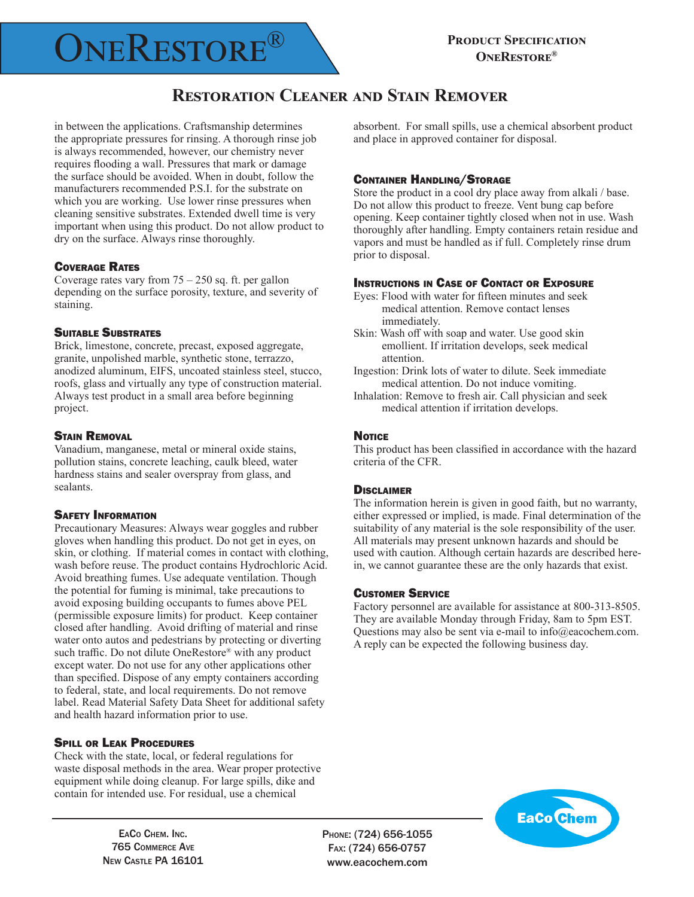# ONERESTORE®

**PRODUCT SPECIFICATION**
**ONERESTORE®**

## RESTORATION CLEANER AND STAIN REMOVER

in between the applications. Craftsmanship determines the appropriate pressures for rinsing. A thorough rinse job is always recommended, however, our chemistry never requires flooding a wall. Pressures that mark or damage the surface should be avoided. When in doubt, follow the manufacturers recommended P.S.I. for the substrate on which you are working. Use lower rinse pressures when cleaning sensitive substrates. Extended dwell time is very important when using this product. Do not allow product to dry on the surface. Always rinse thoroughly.

### COVERAGE RATES

Coverage rates vary from 75 – 250 sq. ft. per gallon depending on the surface porosity, texture, and severity of staining.

### SUITABLE SUBSTRATES

Brick, limestone, concrete, precast, exposed aggregate, granite, unpolished marble, synthetic stone, terrazzo, anodized aluminum, EIFS, uncoated stainless steel, stucco, roofs, glass and virtually any type of construction material. Always test product in a small area before beginning project.

### STAIN REMOVAL

Vanadium, manganese, metal or mineral oxide stains, pollution stains, concrete leaching, caulk bleed, water hardness stains and sealer overspray from glass, and sealants.

### SAFETY INFORMATION

Precautionary Measures: Always wear goggles and rubber gloves when handling this product. Do not get in eyes, on skin, or clothing. If material comes in contact with clothing, wash before reuse. The product contains Hydrochloric Acid. Avoid breathing fumes. Use adequate ventilation. Though the potential for fuming is minimal, take precautions to avoid exposing building occupants to fumes above PEL (permissible exposure limits) for product. Keep container closed after handling. Avoid drifting of material and rinse water onto autos and pedestrians by protecting or diverting such traffic. Do not dilute OneRestore® with any product except water. Do not use for any other applications other than specified. Dispose of any empty containers according to federal, state, and local requirements. Do not remove label. Read Material Safety Data Sheet for additional safety and health hazard information prior to use.

### SPILL OR LEAK PROCEDURES

Check with the state, local, or federal regulations for waste disposal methods in the area. Wear proper protective equipment while doing cleanup. For large spills, dike and contain for intended use. For residual, use a chemical absorbent. For small spills, use a chemical absorbent product and place in approved container for disposal.

### CONTAINER HANDLING/STORAGE

Store the product in a cool dry place away from alkali / base. Do not allow this product to freeze. Vent bung cap before opening. Keep container tightly closed when not in use. Wash thoroughly after handling. Empty containers retain residue and vapors and must be handled as if full. Completely rinse drum prior to disposal.

### INSTRUCTIONS IN CASE OF CONTACT OR EXPOSURE

Eyes: Flood with water for fifteen minutes and seek medical attention. Remove contact lenses immediately.

Skin: Wash off with soap and water. Use good skin emollient. If irritation develops, seek medical attention.

Ingestion: Drink lots of water to dilute. Seek immediate medical attention. Do not induce vomiting.

Inhalation: Remove to fresh air. Call physician and seek medical attention if irritation develops.

### NOTICE

This product has been classified in accordance with the hazard criteria of the CFR.

### DISCLAIMER

The information herein is given in good faith, but no warranty, either expressed or implied, is made. Final determination of the suitability of any material is the sole responsibility of the user. All materials may present unknown hazards and should be used with caution. Although certain hazards are described herein, we cannot guarantee these are the only hazards that exist.

### CUSTOMER SERVICE

Factory personnel are available for assistance at 800-313-8505. They are available Monday through Friday, 8am to 5pm EST. Questions may also be sent via e-mail to info@eacochem.com. A reply can be expected the following business day.

EaCo Chem. Inc.
765 Commerce Ave
New Castle PA 16101

Phone: (724) 656-1055
Fax: (724) 656-0757
www.eacochem.com

EaCo Chem